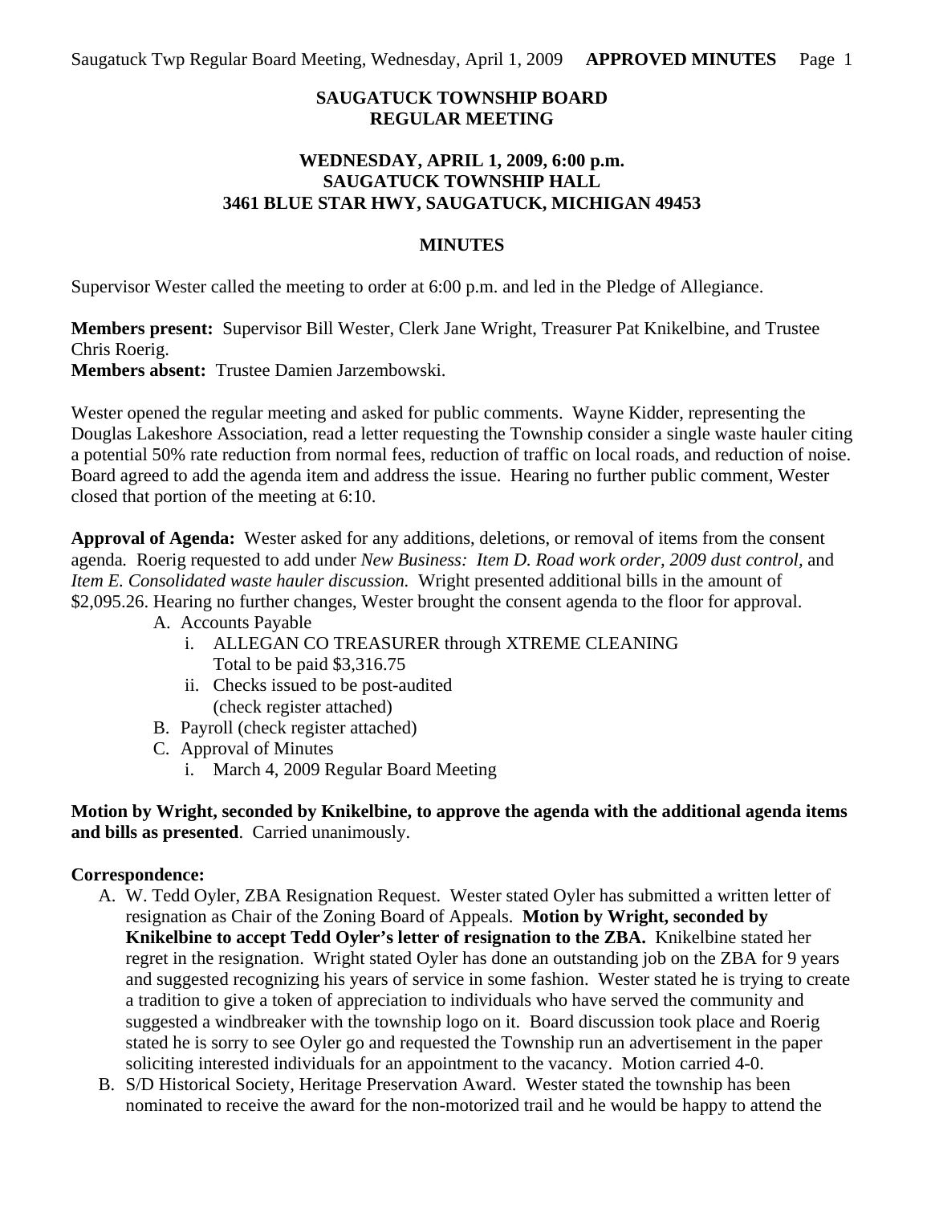**SAUGATUCK TOWNSHIP BOARD**
**REGULAR MEETING**

**WEDNESDAY, APRIL 1, 2009, 6:00 p.m.**
**SAUGATUCK TOWNSHIP HALL**
**3461 BLUE STAR HWY, SAUGATUCK, MICHIGAN 49453**

**MINUTES**

Supervisor Wester called the meeting to order at 6:00 p.m. and led in the Pledge of Allegiance.

**Members present:** Supervisor Bill Wester, Clerk Jane Wright, Treasurer Pat Knikelbine, and Trustee Chris Roerig.
**Members absent:** Trustee Damien Jarzembowski.

Wester opened the regular meeting and asked for public comments. Wayne Kidder, representing the Douglas Lakeshore Association, read a letter requesting the Township consider a single waste hauler citing a potential 50% rate reduction from normal fees, reduction of traffic on local roads, and reduction of noise. Board agreed to add the agenda item and address the issue. Hearing no further public comment, Wester closed that portion of the meeting at 6:10.

**Approval of Agenda:** Wester asked for any additions, deletions, or removal of items from the consent agenda. Roerig requested to add under *New Business: Item D. Road work order, 2009 dust control,* and *Item E. Consolidated waste hauler discussion.* Wright presented additional bills in the amount of $2,095.26. Hearing no further changes, Wester brought the consent agenda to the floor for approval.

A. Accounts Payable
   i. ALLEGAN CO TREASURER through XTREME CLEANING
      Total to be paid $3,316.75
   ii. Checks issued to be post-audited
      (check register attached)
B. Payroll (check register attached)
C. Approval of Minutes
   i. March 4, 2009 Regular Board Meeting

**Motion by Wright, seconded by Knikelbine, to approve the agenda with the additional agenda items and bills as presented**. Carried unanimously.

**Correspondence:**

A. W. Tedd Oyler, ZBA Resignation Request. Wester stated Oyler has submitted a written letter of resignation as Chair of the Zoning Board of Appeals. **Motion by Wright, seconded by Knikelbine to accept Tedd Oyler's letter of resignation to the ZBA.** Knikelbine stated her regret in the resignation. Wright stated Oyler has done an outstanding job on the ZBA for 9 years and suggested recognizing his years of service in some fashion. Wester stated he is trying to create a tradition to give a token of appreciation to individuals who have served the community and suggested a windbreaker with the township logo on it. Board discussion took place and Roerig stated he is sorry to see Oyler go and requested the Township run an advertisement in the paper soliciting interested individuals for an appointment to the vacancy. Motion carried 4-0.
B. S/D Historical Society, Heritage Preservation Award. Wester stated the township has been nominated to receive the award for the non-motorized trail and he would be happy to attend the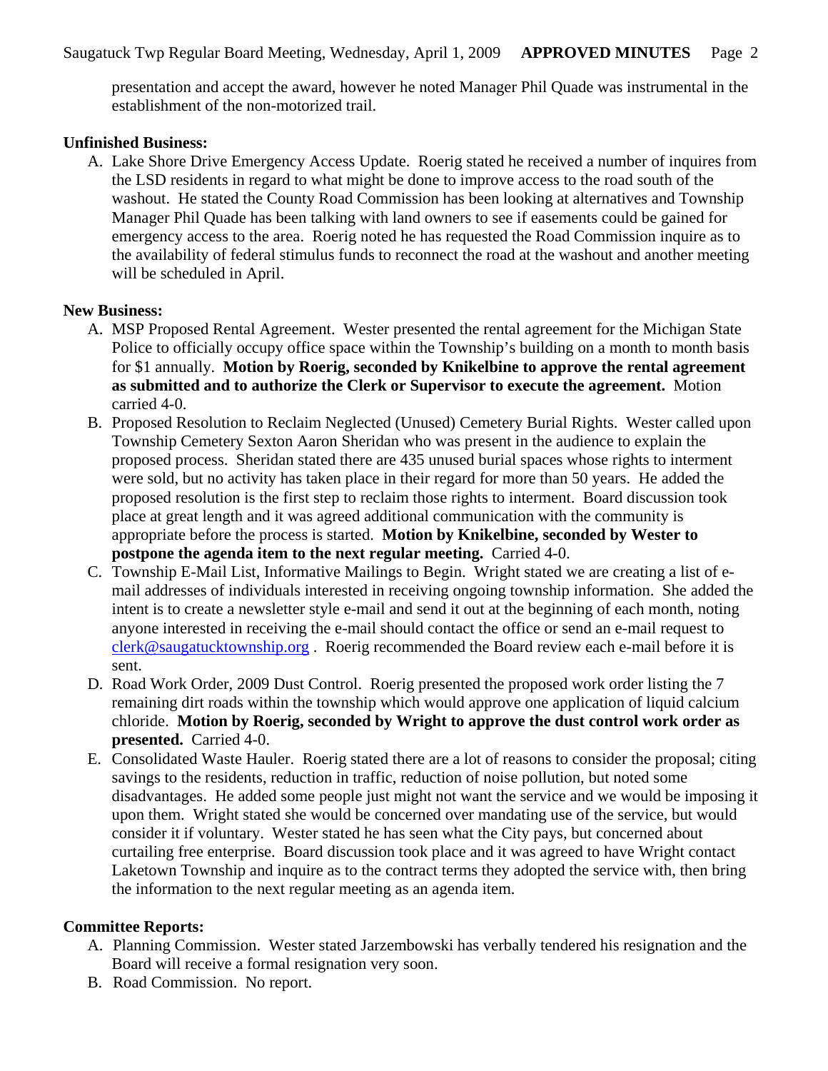presentation and accept the award, however he noted Manager Phil Quade was instrumental in the establishment of the non-motorized trail.

**Unfinished Business:**

A. Lake Shore Drive Emergency Access Update. Roerig stated he received a number of inquires from the LSD residents in regard to what might be done to improve access to the road south of the washout. He stated the County Road Commission has been looking at alternatives and Township Manager Phil Quade has been talking with land owners to see if easements could be gained for emergency access to the area. Roerig noted he has requested the Road Commission inquire as to the availability of federal stimulus funds to reconnect the road at the washout and another meeting will be scheduled in April.

**New Business:**

A. MSP Proposed Rental Agreement. Wester presented the rental agreement for the Michigan State Police to officially occupy office space within the Township's building on a month to month basis for $1 annually. **Motion by Roerig, seconded by Knikelbine to approve the rental agreement as submitted and to authorize the Clerk or Supervisor to execute the agreement.** Motion carried 4-0.
B. Proposed Resolution to Reclaim Neglected (Unused) Cemetery Burial Rights. Wester called upon Township Cemetery Sexton Aaron Sheridan who was present in the audience to explain the proposed process. Sheridan stated there are 435 unused burial spaces whose rights to interment were sold, but no activity has taken place in their regard for more than 50 years. He added the proposed resolution is the first step to reclaim those rights to interment. Board discussion took place at great length and it was agreed additional communication with the community is appropriate before the process is started. **Motion by Knikelbine, seconded by Wester to postpone the agenda item to the next regular meeting.** Carried 4-0.
C. Township E-Mail List, Informative Mailings to Begin. Wright stated we are creating a list of e-mail addresses of individuals interested in receiving ongoing township information. She added the intent is to create a newsletter style e-mail and send it out at the beginning of each month, noting anyone interested in receiving the e-mail should contact the office or send an e-mail request to clerk@saugatucktownship.org . Roerig recommended the Board review each e-mail before it is sent.
D. Road Work Order, 2009 Dust Control. Roerig presented the proposed work order listing the 7 remaining dirt roads within the township which would approve one application of liquid calcium chloride. **Motion by Roerig, seconded by Wright to approve the dust control work order as presented.** Carried 4-0.
E. Consolidated Waste Hauler. Roerig stated there are a lot of reasons to consider the proposal; citing savings to the residents, reduction in traffic, reduction of noise pollution, but noted some disadvantages. He added some people just might not want the service and we would be imposing it upon them. Wright stated she would be concerned over mandating use of the service, but would consider it if voluntary. Wester stated he has seen what the City pays, but concerned about curtailing free enterprise. Board discussion took place and it was agreed to have Wright contact Laketown Township and inquire as to the contract terms they adopted the service with, then bring the information to the next regular meeting as an agenda item.

**Committee Reports:**

A. Planning Commission. Wester stated Jarzembowski has verbally tendered his resignation and the Board will receive a formal resignation very soon.
B. Road Commission. No report.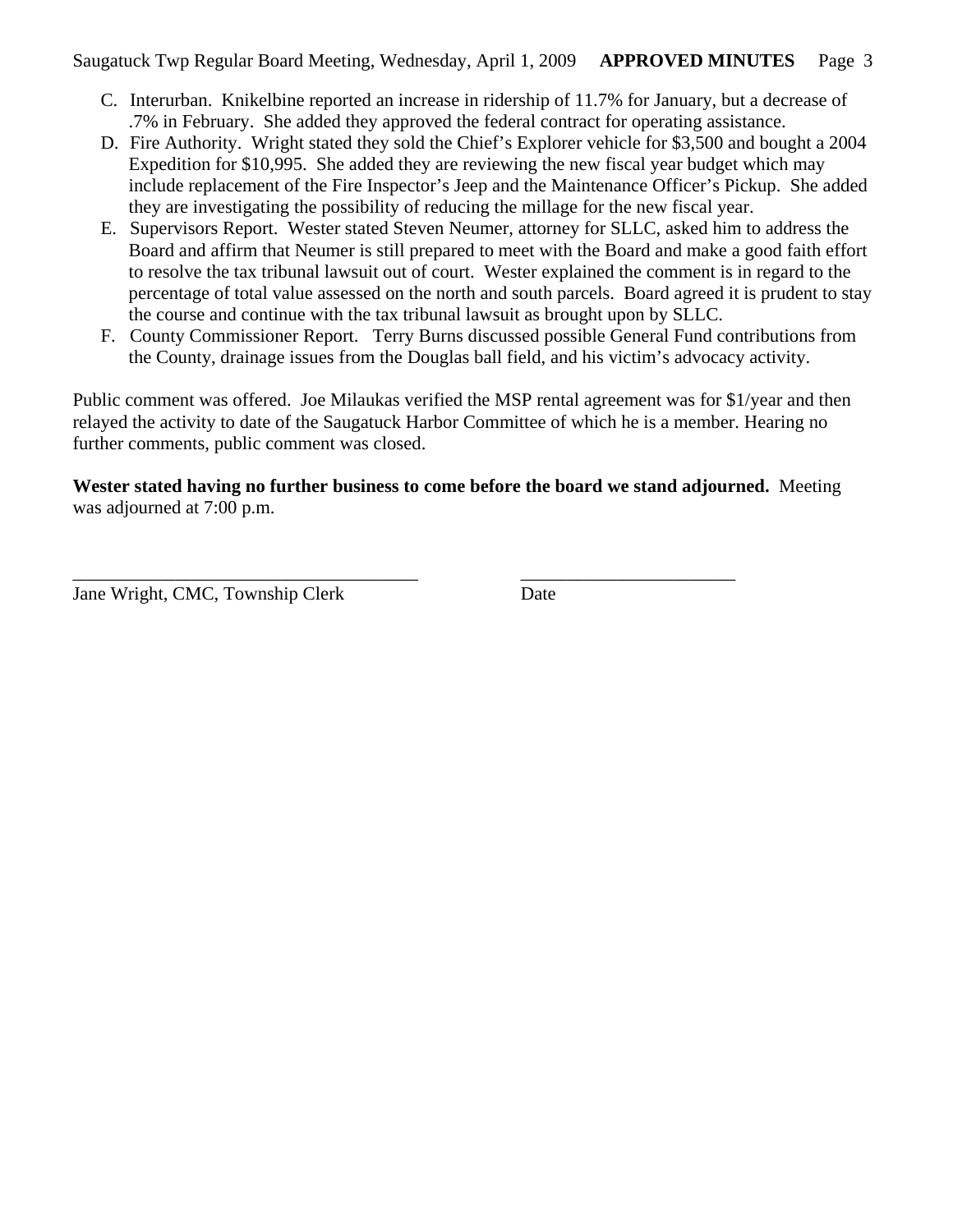C. Interurban. Knikelbine reported an increase in ridership of 11.7% for January, but a decrease of .7% in February. She added they approved the federal contract for operating assistance.

D. Fire Authority. Wright stated they sold the Chief's Explorer vehicle for $3,500 and bought a 2004 Expedition for $10,995. She added they are reviewing the new fiscal year budget which may include replacement of the Fire Inspector's Jeep and the Maintenance Officer's Pickup. She added they are investigating the possibility of reducing the millage for the new fiscal year.

E. Supervisors Report. Wester stated Steven Neumer, attorney for SLLC, asked him to address the Board and affirm that Neumer is still prepared to meet with the Board and make a good faith effort to resolve the tax tribunal lawsuit out of court. Wester explained the comment is in regard to the percentage of total value assessed on the north and south parcels. Board agreed it is prudent to stay the course and continue with the tax tribunal lawsuit as brought upon by SLLC.

F. County Commissioner Report. Terry Burns discussed possible General Fund contributions from the County, drainage issues from the Douglas ball field, and his victim's advocacy activity.

Public comment was offered. Joe Milaukas verified the MSP rental agreement was for $1/year and then relayed the activity to date of the Saugatuck Harbor Committee of which he is a member. Hearing no further comments, public comment was closed.

**Wester stated having no further business to come before the board we stand adjourned.** Meeting was adjourned at 7:00 p.m.

_____________________________________ _______________________

Jane Wright, CMC, Township Clerk Date